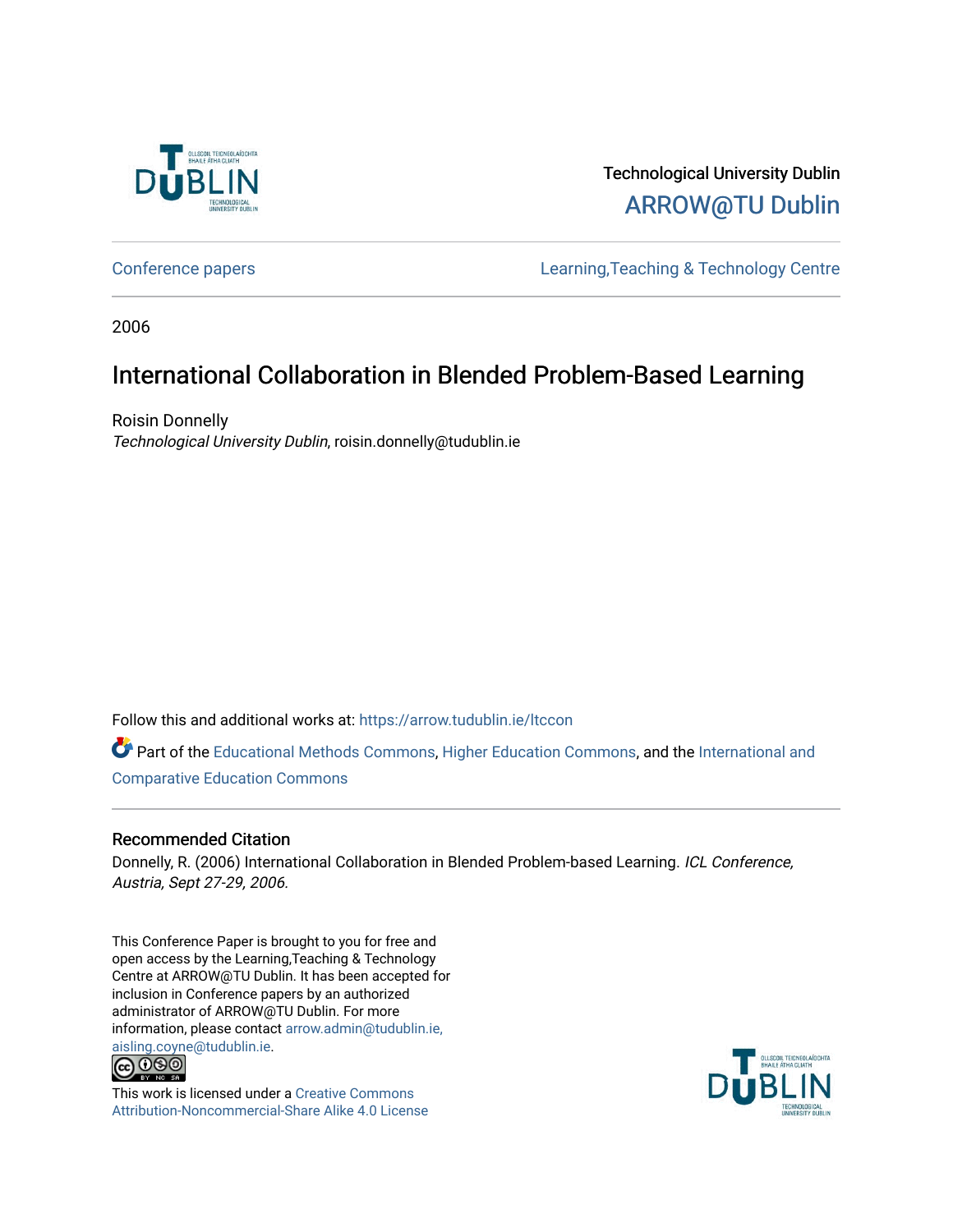Technological University Dublin

ARROW@TU Dublin

Conference papers | Learning,Teaching & Technology Centre

2006

# International Collaboration in Blended Problem-Based Learning

Roisin Donnelly

*Technological University Dublin*, roisin.donnelly@tudublin.ie

Follow this and additional works at: https://arrow.tudublin.ie/ltccon

Part of the Educational Methods Commons, Higher Education Commons, and the International and Comparative Education Commons

## Recommended Citation

Donnelly, R. (2006) International Collaboration in Blended Problem-based Learning. *ICL Conference, Austria, Sept 27-29, 2006.*

This Conference Paper is brought to you for free and open access by the Learning,Teaching & Technology Centre at ARROW@TU Dublin. It has been accepted for inclusion in Conference papers by an authorized administrator of ARROW@TU Dublin. For more information, please contact arrow.admin@tudublin.ie, aisling.coyne@tudublin.ie.

This work is licensed under a Creative Commons Attribution-Noncommercial-Share Alike 4.0 License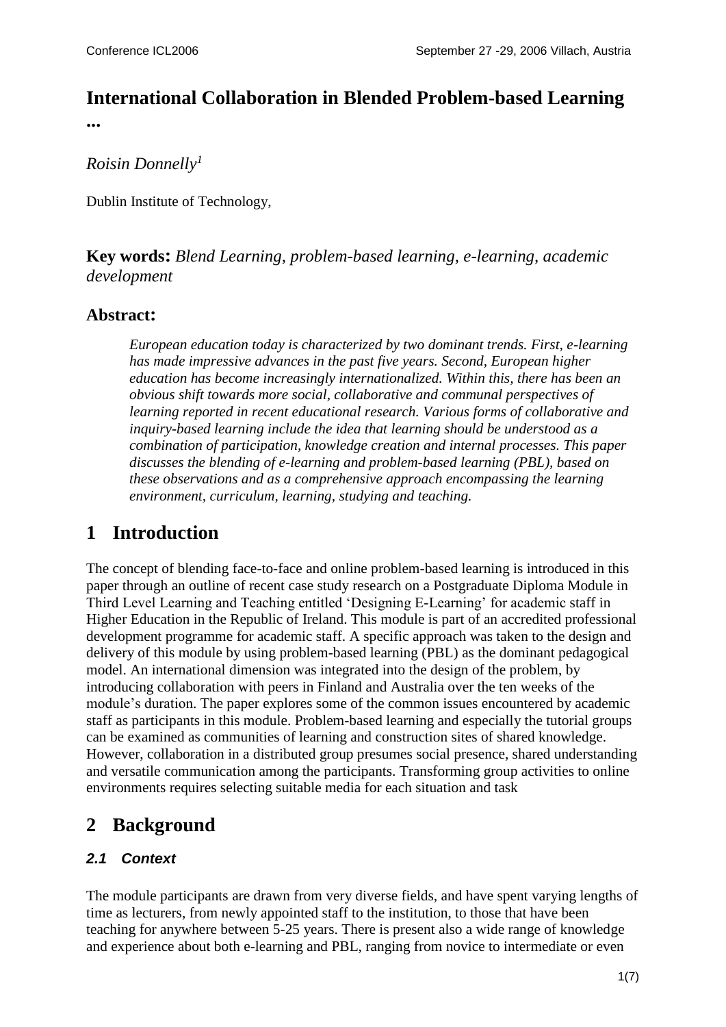# International Collaboration in Blended Problem-based Learning ...

*Roisin Donnelly[1]*

Dublin Institute of Technology,

**Key words:** *Blend Learning, problem-based learning, e-learning, academic development*

## Abstract:

> *European education today is characterized by two dominant trends. First, e-learning has made impressive advances in the past five years. Second, European higher education has become increasingly internationalized. Within this, there has been an obvious shift towards more social, collaborative and communal perspectives of learning reported in recent educational research. Various forms of collaborative and inquiry-based learning include the idea that learning should be understood as a combination of participation, knowledge creation and internal processes. This paper discusses the blending of e-learning and problem-based learning (PBL), based on these observations and as a comprehensive approach encompassing the learning environment, curriculum, learning, studying and teaching.*

# 1 Introduction

The concept of blending face-to-face and online problem-based learning is introduced in this paper through an outline of recent case study research on a Postgraduate Diploma Module in Third Level Learning and Teaching entitled 'Designing E-Learning' for academic staff in Higher Education in the Republic of Ireland. This module is part of an accredited professional development programme for academic staff. A specific approach was taken to the design and delivery of this module by using problem-based learning (PBL) as the dominant pedagogical model. An international dimension was integrated into the design of the problem, by introducing collaboration with peers in Finland and Australia over the ten weeks of the module's duration. The paper explores some of the common issues encountered by academic staff as participants in this module. Problem-based learning and especially the tutorial groups can be examined as communities of learning and construction sites of shared knowledge. However, collaboration in a distributed group presumes social presence, shared understanding and versatile communication among the participants. Transforming group activities to online environments requires selecting suitable media for each situation and task

# 2 Background

### 2.1 Context

The module participants are drawn from very diverse fields, and have spent varying lengths of time as lecturers, from newly appointed staff to the institution, to those that have been teaching for anywhere between 5-25 years. There is present also a wide range of knowledge and experience about both e-learning and PBL, ranging from novice to intermediate or even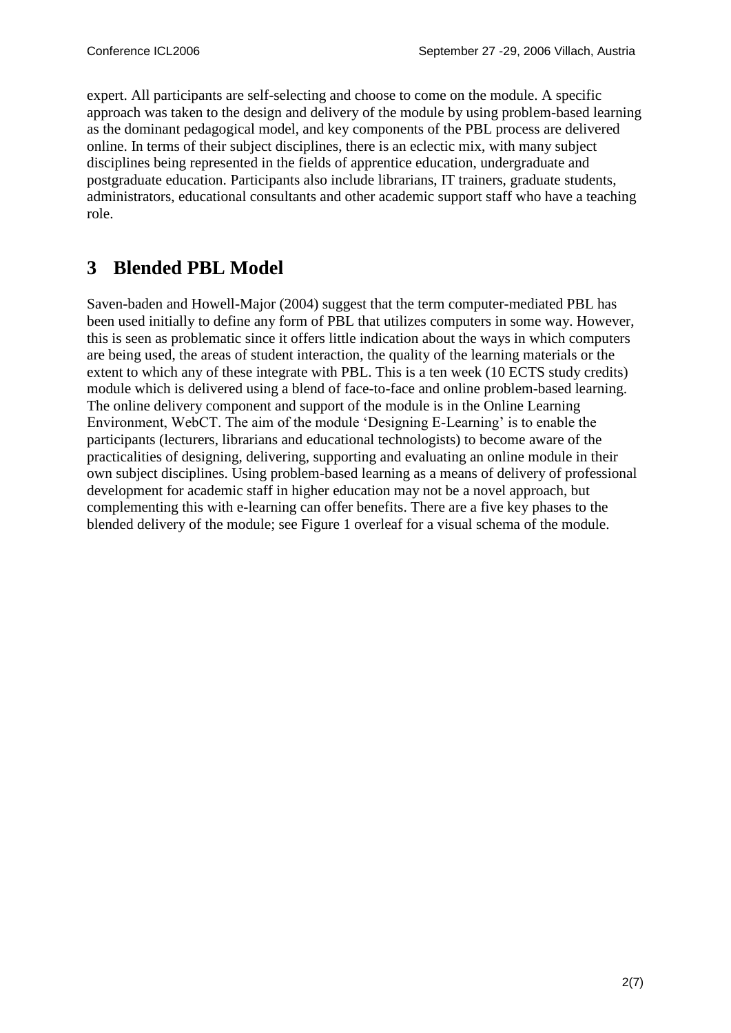expert. All participants are self-selecting and choose to come on the module. A specific approach was taken to the design and delivery of the module by using problem-based learning as the dominant pedagogical model, and key components of the PBL process are delivered online. In terms of their subject disciplines, there is an eclectic mix, with many subject disciplines being represented in the fields of apprentice education, undergraduate and postgraduate education. Participants also include librarians, IT trainers, graduate students, administrators, educational consultants and other academic support staff who have a teaching role.

# 3 Blended PBL Model

Saven-baden and Howell-Major (2004) suggest that the term computer-mediated PBL has been used initially to define any form of PBL that utilizes computers in some way. However, this is seen as problematic since it offers little indication about the ways in which computers are being used, the areas of student interaction, the quality of the learning materials or the extent to which any of these integrate with PBL. This is a ten week (10 ECTS study credits) module which is delivered using a blend of face-to-face and online problem-based learning. The online delivery component and support of the module is in the Online Learning Environment, WebCT. The aim of the module 'Designing E-Learning' is to enable the participants (lecturers, librarians and educational technologists) to become aware of the practicalities of designing, delivering, supporting and evaluating an online module in their own subject disciplines. Using problem-based learning as a means of delivery of professional development for academic staff in higher education may not be a novel approach, but complementing this with e-learning can offer benefits. There are a five key phases to the blended delivery of the module; see Figure 1 overleaf for a visual schema of the module.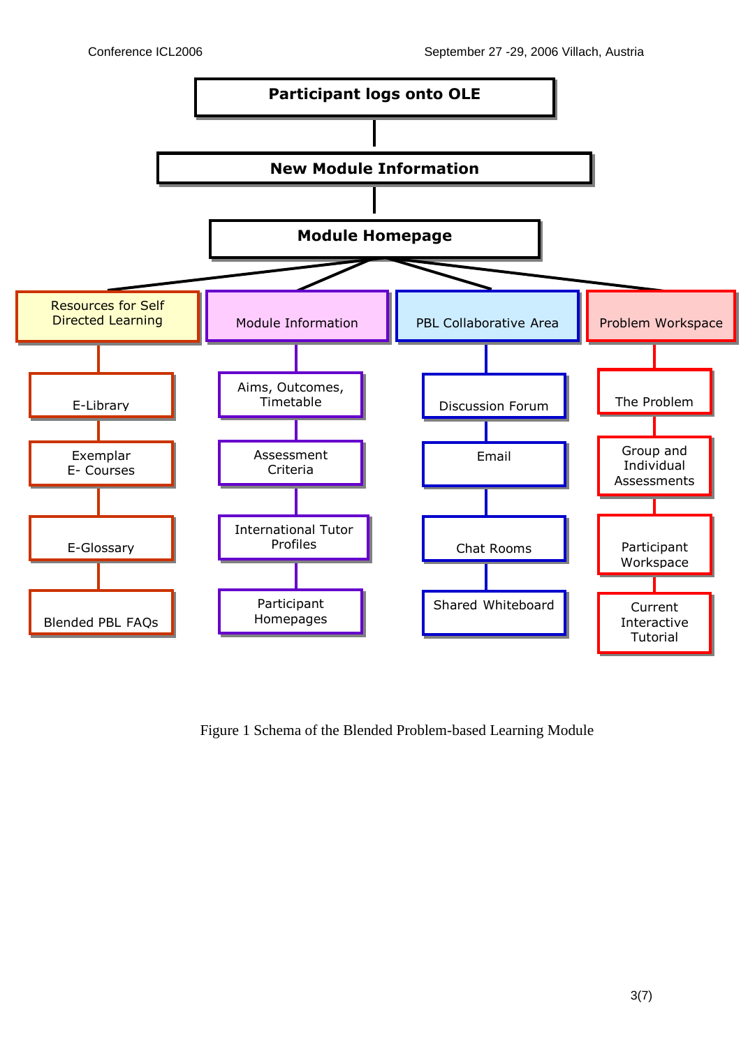**Participant logs onto OLE**

**New Module Information**

**Module Homepage**

- Resources for Self Directed Learning
  - E-Library
  - Exemplar E- Courses
  - E-Glossary
  - Blended PBL FAQs
- Module Information
  - Aims, Outcomes, Timetable
  - Assessment Criteria
  - International Tutor Profiles
  - Participant Homepages
- PBL Collaborative Area
  - Discussion Forum
  - Email
  - Chat Rooms
  - Shared Whiteboard
- Problem Workspace
  - The Problem
  - Group and Individual Assessments
  - Participant Workspace
  - Current Interactive Tutorial

Figure 1 Schema of the Blended Problem-based Learning Module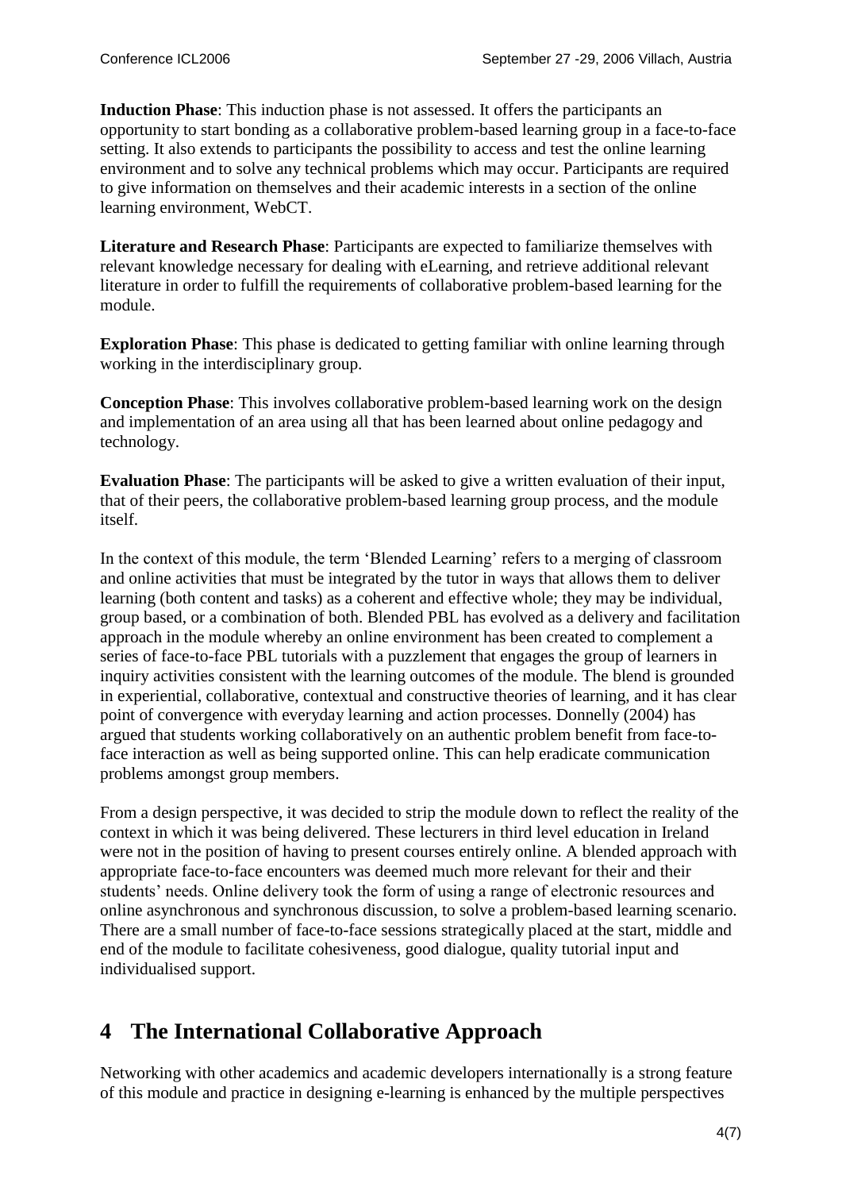**Induction Phase**: This induction phase is not assessed. It offers the participants an opportunity to start bonding as a collaborative problem-based learning group in a face-to-face setting. It also extends to participants the possibility to access and test the online learning environment and to solve any technical problems which may occur. Participants are required to give information on themselves and their academic interests in a section of the online learning environment, WebCT.

**Literature and Research Phase**: Participants are expected to familiarize themselves with relevant knowledge necessary for dealing with eLearning, and retrieve additional relevant literature in order to fulfill the requirements of collaborative problem-based learning for the module.

**Exploration Phase**: This phase is dedicated to getting familiar with online learning through working in the interdisciplinary group.

**Conception Phase**: This involves collaborative problem-based learning work on the design and implementation of an area using all that has been learned about online pedagogy and technology.

**Evaluation Phase**: The participants will be asked to give a written evaluation of their input, that of their peers, the collaborative problem-based learning group process, and the module itself.

In the context of this module, the term 'Blended Learning' refers to a merging of classroom and online activities that must be integrated by the tutor in ways that allows them to deliver learning (both content and tasks) as a coherent and effective whole; they may be individual, group based, or a combination of both. Blended PBL has evolved as a delivery and facilitation approach in the module whereby an online environment has been created to complement a series of face-to-face PBL tutorials with a puzzlement that engages the group of learners in inquiry activities consistent with the learning outcomes of the module. The blend is grounded in experiential, collaborative, contextual and constructive theories of learning, and it has clear point of convergence with everyday learning and action processes. Donnelly (2004) has argued that students working collaboratively on an authentic problem benefit from face-to-face interaction as well as being supported online. This can help eradicate communication problems amongst group members.

From a design perspective, it was decided to strip the module down to reflect the reality of the context in which it was being delivered. These lecturers in third level education in Ireland were not in the position of having to present courses entirely online. A blended approach with appropriate face-to-face encounters was deemed much more relevant for their and their students' needs. Online delivery took the form of using a range of electronic resources and online asynchronous and synchronous discussion, to solve a problem-based learning scenario. There are a small number of face-to-face sessions strategically placed at the start, middle and end of the module to facilitate cohesiveness, good dialogue, quality tutorial input and individualised support.

# 4 The International Collaborative Approach

Networking with other academics and academic developers internationally is a strong feature of this module and practice in designing e-learning is enhanced by the multiple perspectives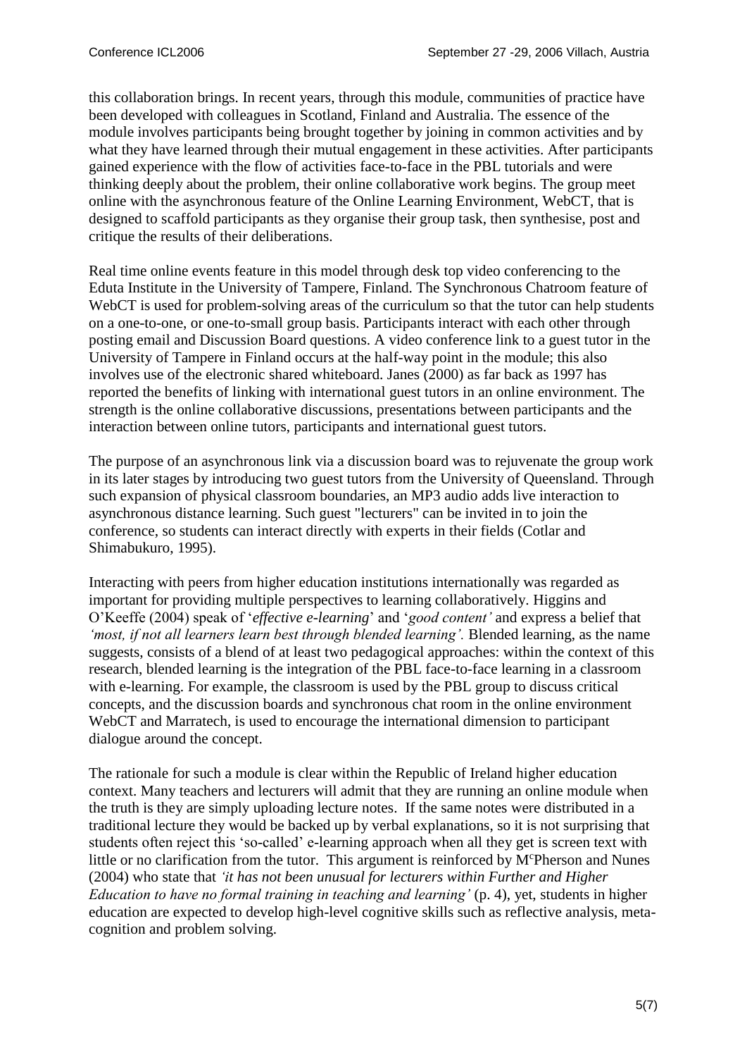this collaboration brings. In recent years, through this module, communities of practice have been developed with colleagues in Scotland, Finland and Australia. The essence of the module involves participants being brought together by joining in common activities and by what they have learned through their mutual engagement in these activities. After participants gained experience with the flow of activities face-to-face in the PBL tutorials and were thinking deeply about the problem, their online collaborative work begins. The group meet online with the asynchronous feature of the Online Learning Environment, WebCT, that is designed to scaffold participants as they organise their group task, then synthesise, post and critique the results of their deliberations.

Real time online events feature in this model through desk top video conferencing to the Eduta Institute in the University of Tampere, Finland. The Synchronous Chatroom feature of WebCT is used for problem-solving areas of the curriculum so that the tutor can help students on a one-to-one, or one-to-small group basis. Participants interact with each other through posting email and Discussion Board questions. A video conference link to a guest tutor in the University of Tampere in Finland occurs at the half-way point in the module; this also involves use of the electronic shared whiteboard. Janes (2000) as far back as 1997 has reported the benefits of linking with international guest tutors in an online environment. The strength is the online collaborative discussions, presentations between participants and the interaction between online tutors, participants and international guest tutors.

The purpose of an asynchronous link via a discussion board was to rejuvenate the group work in its later stages by introducing two guest tutors from the University of Queensland. Through such expansion of physical classroom boundaries, an MP3 audio adds live interaction to asynchronous distance learning. Such guest "lecturers" can be invited in to join the conference, so students can interact directly with experts in their fields (Cotlar and Shimabukuro, 1995).

Interacting with peers from higher education institutions internationally was regarded as important for providing multiple perspectives to learning collaboratively. Higgins and O'Keeffe (2004) speak of '*effective e-learning*' and '*good content'* and express a belief that *'most, if not all learners learn best through blended learning'.* Blended learning, as the name suggests, consists of a blend of at least two pedagogical approaches: within the context of this research, blended learning is the integration of the PBL face-to-face learning in a classroom with e-learning. For example, the classroom is used by the PBL group to discuss critical concepts, and the discussion boards and synchronous chat room in the online environment WebCT and Marratech, is used to encourage the international dimension to participant dialogue around the concept.

The rationale for such a module is clear within the Republic of Ireland higher education context. Many teachers and lecturers will admit that they are running an online module when the truth is they are simply uploading lecture notes. If the same notes were distributed in a traditional lecture they would be backed up by verbal explanations, so it is not surprising that students often reject this 'so-called' e-learning approach when all they get is screen text with little or no clarification from the tutor. This argument is reinforced by McPherson and Nunes (2004) who state that *'it has not been unusual for lecturers within Further and Higher Education to have no formal training in teaching and learning'* (p. 4), yet, students in higher education are expected to develop high-level cognitive skills such as reflective analysis, meta-cognition and problem solving.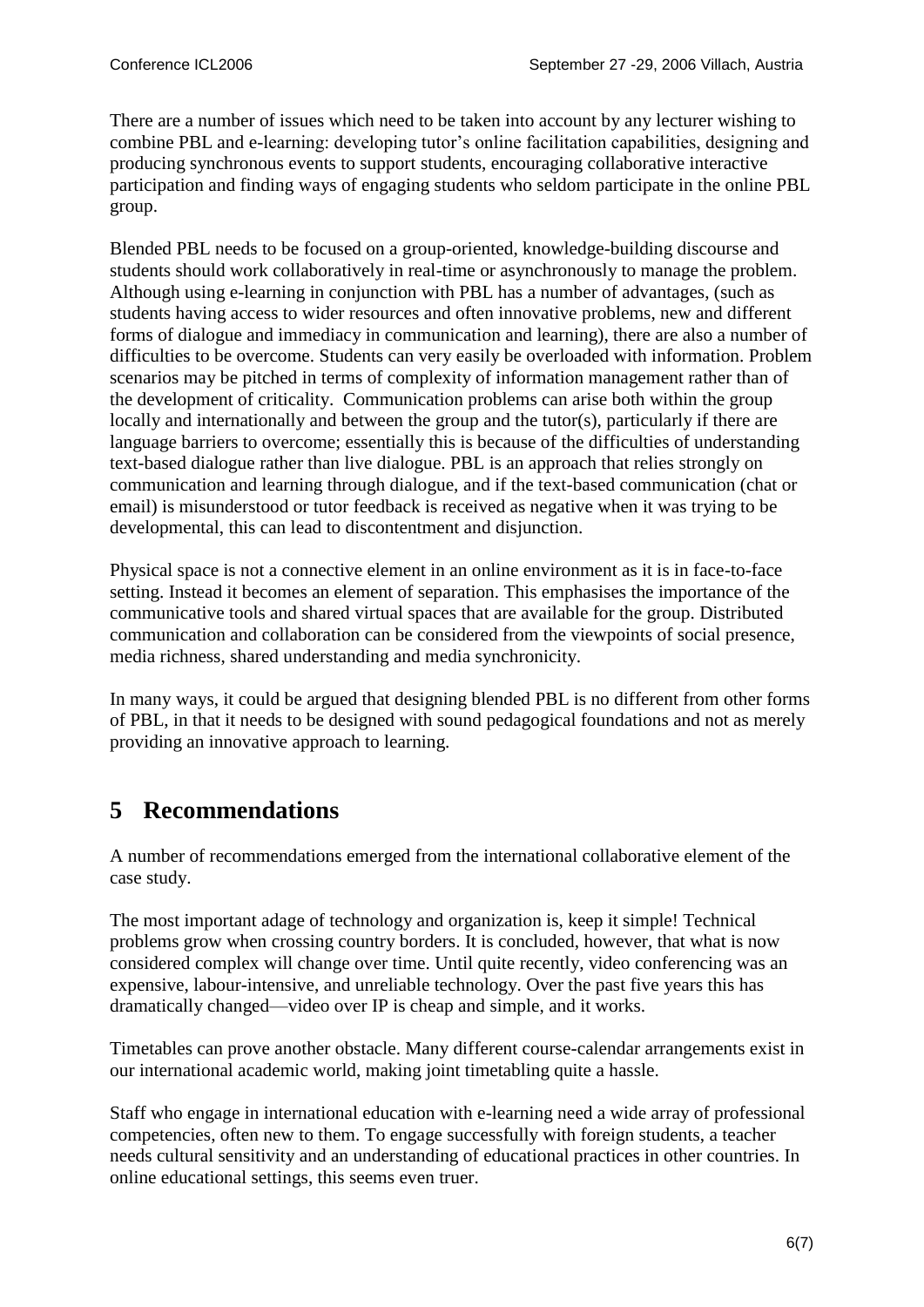There are a number of issues which need to be taken into account by any lecturer wishing to combine PBL and e-learning: developing tutor's online facilitation capabilities, designing and producing synchronous events to support students, encouraging collaborative interactive participation and finding ways of engaging students who seldom participate in the online PBL group.

Blended PBL needs to be focused on a group-oriented, knowledge-building discourse and students should work collaboratively in real-time or asynchronously to manage the problem. Although using e-learning in conjunction with PBL has a number of advantages, (such as students having access to wider resources and often innovative problems, new and different forms of dialogue and immediacy in communication and learning), there are also a number of difficulties to be overcome. Students can very easily be overloaded with information. Problem scenarios may be pitched in terms of complexity of information management rather than of the development of criticality. Communication problems can arise both within the group locally and internationally and between the group and the tutor(s), particularly if there are language barriers to overcome; essentially this is because of the difficulties of understanding text-based dialogue rather than live dialogue. PBL is an approach that relies strongly on communication and learning through dialogue, and if the text-based communication (chat or email) is misunderstood or tutor feedback is received as negative when it was trying to be developmental, this can lead to discontentment and disjunction.

Physical space is not a connective element in an online environment as it is in face-to-face setting. Instead it becomes an element of separation. This emphasises the importance of the communicative tools and shared virtual spaces that are available for the group. Distributed communication and collaboration can be considered from the viewpoints of social presence, media richness, shared understanding and media synchronicity.

In many ways, it could be argued that designing blended PBL is no different from other forms of PBL, in that it needs to be designed with sound pedagogical foundations and not as merely providing an innovative approach to learning.

# 5 Recommendations

A number of recommendations emerged from the international collaborative element of the case study.

The most important adage of technology and organization is, keep it simple! Technical problems grow when crossing country borders. It is concluded, however, that what is now considered complex will change over time. Until quite recently, video conferencing was an expensive, labour-intensive, and unreliable technology. Over the past five years this has dramatically changed—video over IP is cheap and simple, and it works.

Timetables can prove another obstacle. Many different course-calendar arrangements exist in our international academic world, making joint timetabling quite a hassle.

Staff who engage in international education with e-learning need a wide array of professional competencies, often new to them. To engage successfully with foreign students, a teacher needs cultural sensitivity and an understanding of educational practices in other countries. In online educational settings, this seems even truer.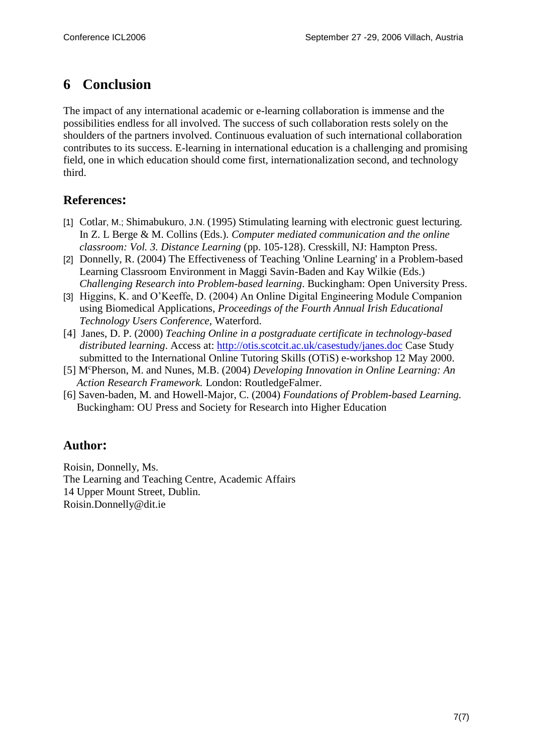# 6 Conclusion

The impact of any international academic or e-learning collaboration is immense and the possibilities endless for all involved. The success of such collaboration rests solely on the shoulders of the partners involved. Continuous evaluation of such international collaboration contributes to its success. E-learning in international education is a challenging and promising field, one in which education should come first, internationalization second, and technology third.

## References:

[1] Cotlar, M.; Shimabukuro, J.N. (1995) Stimulating learning with electronic guest lecturing. In Z. L Berge & M. Collins (Eds.). *Computer mediated communication and the online classroom: Vol. 3. Distance Learning* (pp. 105-128). Cresskill, NJ: Hampton Press.

[2] Donnelly, R. (2004) The Effectiveness of Teaching 'Online Learning' in a Problem-based Learning Classroom Environment in Maggi Savin-Baden and Kay Wilkie (Eds.) *Challenging Research into Problem-based learning*. Buckingham: Open University Press.

[3] Higgins, K. and O'Keeffe, D. (2004) An Online Digital Engineering Module Companion using Biomedical Applications, *Proceedings of the Fourth Annual Irish Educational Technology Users Conference*, Waterford.

[4] Janes, D. P. (2000) *Teaching Online in a postgraduate certificate in technology-based distributed learning*. Access at: http://otis.scotcit.ac.uk/casestudy/janes.doc Case Study submitted to the International Online Tutoring Skills (OTiS) e-workshop 12 May 2000.

[5] McPherson, M. and Nunes, M.B. (2004) *Developing Innovation in Online Learning: An Action Research Framework.* London: RoutledgeFalmer.

[6] Saven-baden, M. and Howell-Major, C. (2004) *Foundations of Problem-based Learning.* Buckingham: OU Press and Society for Research into Higher Education

## Author:

Roisin, Donnelly, Ms.
The Learning and Teaching Centre, Academic Affairs
14 Upper Mount Street, Dublin.
Roisin.Donnelly@dit.ie